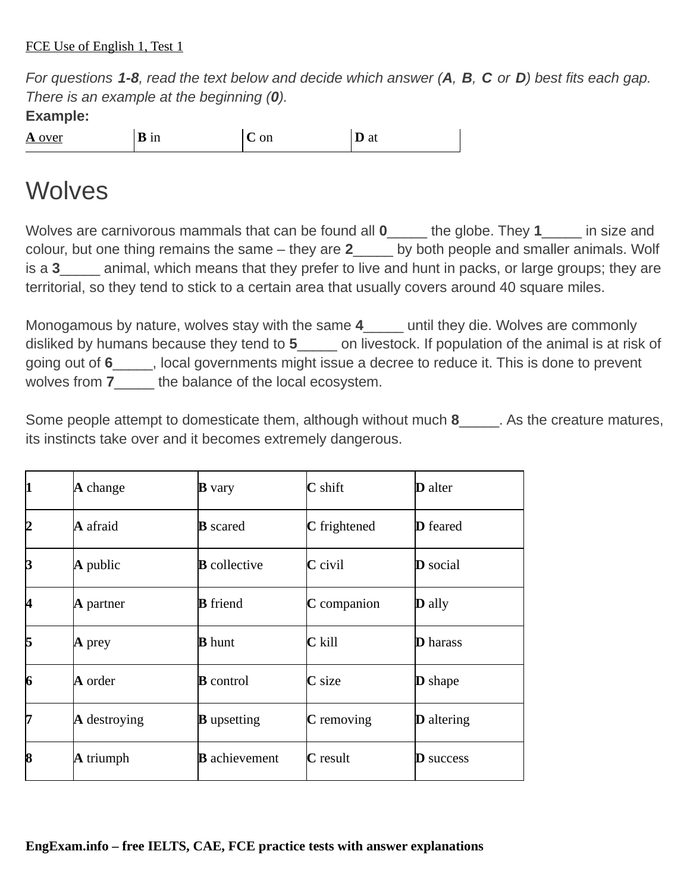FCE Use of English 1, Test 1

*For questions **1-8**, read the text below and decide which answer (**A**, **B**, **C** or **D**) best fits each gap. There is an example at the beginning (**0**).*

**Example:**

| **A** over | **B** in | **C** on | **D** at |
|---|---|---|---|

# Wolves

Wolves are carnivorous mammals that can be found all **0**_____ the globe. They **1**_____ in size and colour, but one thing remains the same – they are **2**_____ by both people and smaller animals. Wolf is a **3**_____ animal, which means that they prefer to live and hunt in packs, or large groups; they are territorial, so they tend to stick to a certain area that usually covers around 40 square miles.

Monogamous by nature, wolves stay with the same **4**_____ until they die. Wolves are commonly disliked by humans because they tend to **5**_____ on livestock. If population of the animal is at risk of going out of **6**_____, local governments might issue a decree to reduce it. This is done to prevent wolves from **7**_____ the balance of the local ecosystem.

Some people attempt to domesticate them, although without much **8**_____. As the creature matures, its instincts take over and it becomes extremely dangerous.

| | | | | |
|---|---|---|---|---|
| **1** | **A** change | **B** vary | **C** shift | **D** alter |
| **2** | **A** afraid | **B** scared | **C** frightened | **D** feared |
| **3** | **A** public | **B** collective | **C** civil | **D** social |
| **4** | **A** partner | **B** friend | **C** companion | **D** ally |
| **5** | **A** prey | **B** hunt | **C** kill | **D** harass |
| **6** | **A** order | **B** control | **C** size | **D** shape |
| **7** | **A** destroying | **B** upsetting | **C** removing | **D** altering |
| **8** | **A** triumph | **B** achievement | **C** result | **D** success |

**EngExam.info – free IELTS, CAE, FCE practice tests with answer explanations**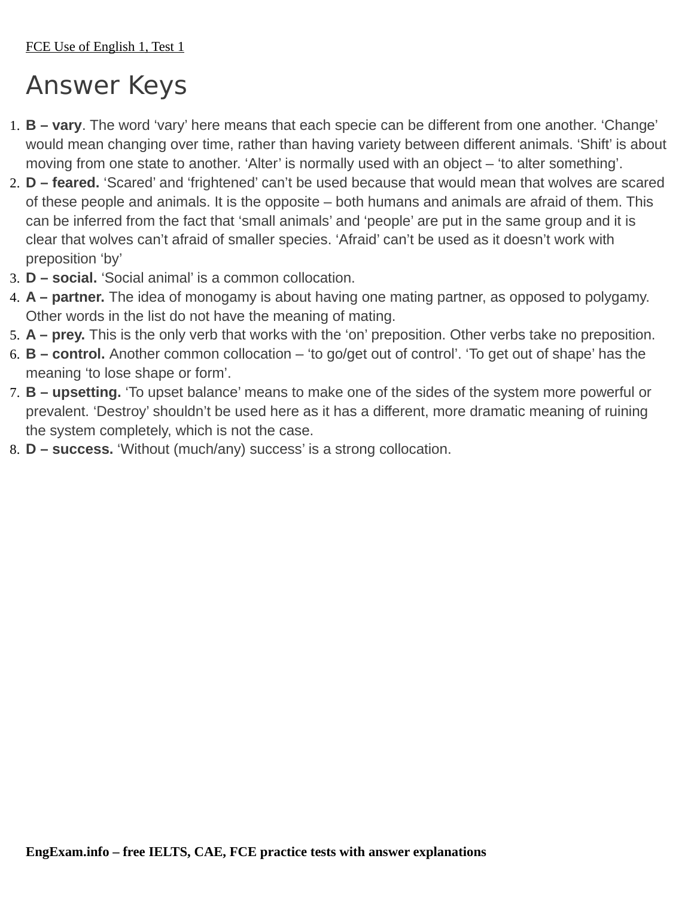FCE Use of English 1, Test 1

# Answer Keys

1. **B – vary**. The word 'vary' here means that each specie can be different from one another. 'Change' would mean changing over time, rather than having variety between different animals. 'Shift' is about moving from one state to another. 'Alter' is normally used with an object – 'to alter something'.
2. **D – feared.** 'Scared' and 'frightened' can't be used because that would mean that wolves are scared of these people and animals. It is the opposite – both humans and animals are afraid of them. This can be inferred from the fact that 'small animals' and 'people' are put in the same group and it is clear that wolves can't afraid of smaller species. 'Afraid' can't be used as it doesn't work with preposition 'by'
3. **D – social.** 'Social animal' is a common collocation.
4. **A – partner.** The idea of monogamy is about having one mating partner, as opposed to polygamy. Other words in the list do not have the meaning of mating.
5. **A – prey.** This is the only verb that works with the 'on' preposition. Other verbs take no preposition.
6. **B – control.** Another common collocation – 'to go/get out of control'. 'To get out of shape' has the meaning 'to lose shape or form'.
7. **B – upsetting.** 'To upset balance' means to make one of the sides of the system more powerful or prevalent. 'Destroy' shouldn't be used here as it has a different, more dramatic meaning of ruining the system completely, which is not the case.
8. **D – success.** 'Without (much/any) success' is a strong collocation.